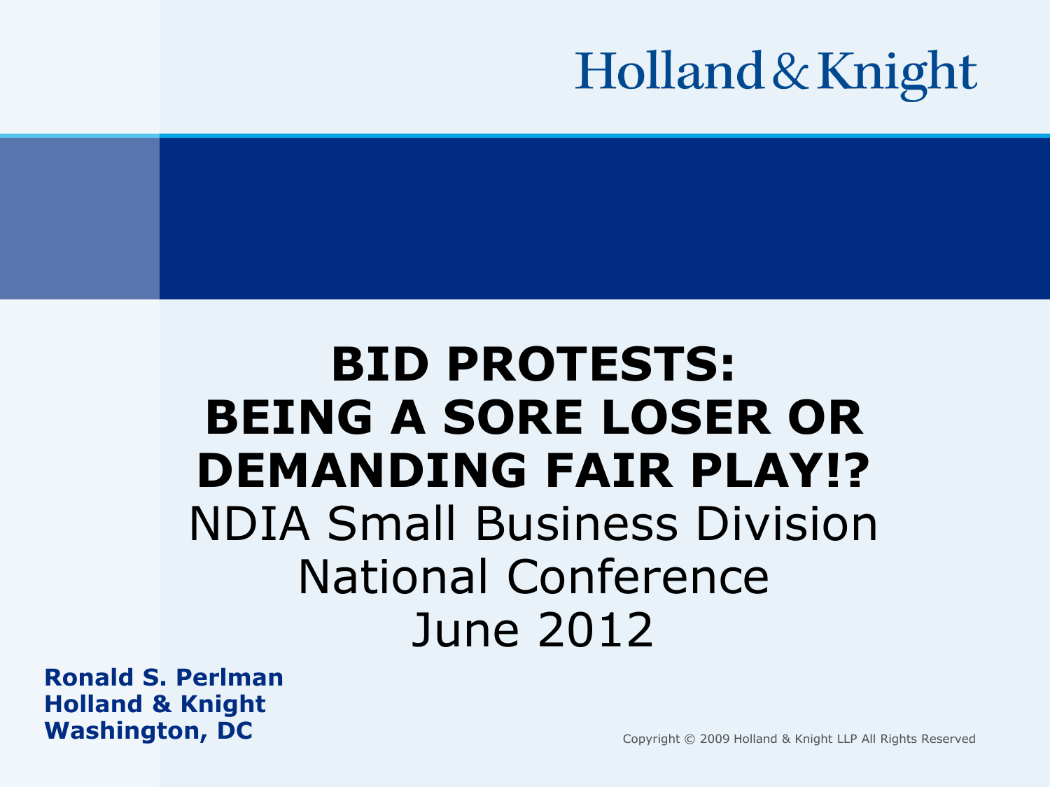Holland & Knight

# BID PROTESTS: BEING A SORE LOSER OR DEMANDING FAIR PLAY!?

NDIA Small Business Division
National Conference
June 2012

**Ronald S. Perlman**
**Holland & Knight**
**Washington, DC**

Copyright © 2009 Holland & Knight LLP All Rights Reserved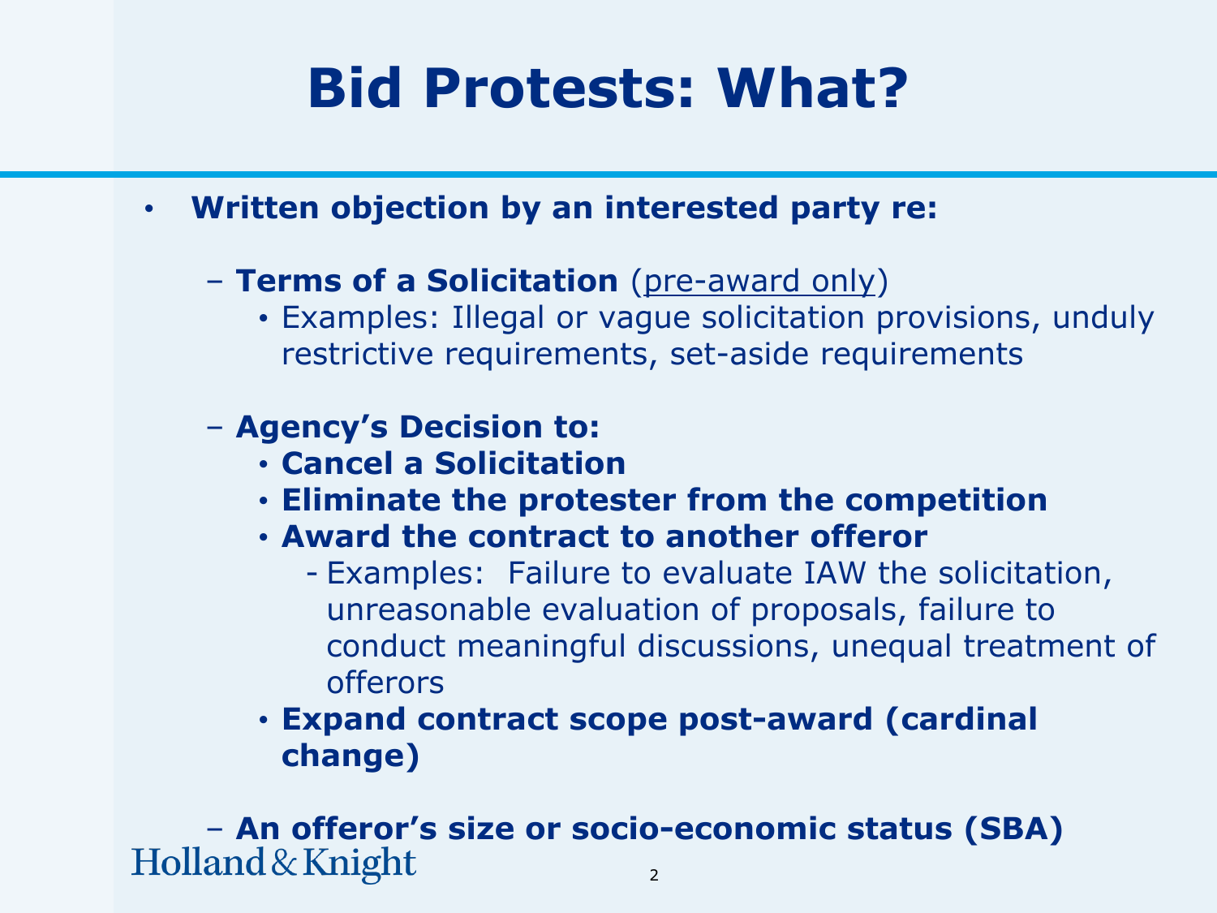# Bid Protests: What?

- **Written objection by an interested party re:**
  - **Terms of a Solicitation** (pre-award only)
    - Examples: Illegal or vague solicitation provisions, unduly restrictive requirements, set-aside requirements
  - **Agency's Decision to:**
    - **Cancel a Solicitation**
    - **Eliminate the protester from the competition**
    - **Award the contract to another offeror**
      - Examples: Failure to evaluate IAW the solicitation, unreasonable evaluation of proposals, failure to conduct meaningful discussions, unequal treatment of offerors
    - **Expand contract scope post-award (cardinal change)**
  - **An offeror's size or socio-economic status (SBA)**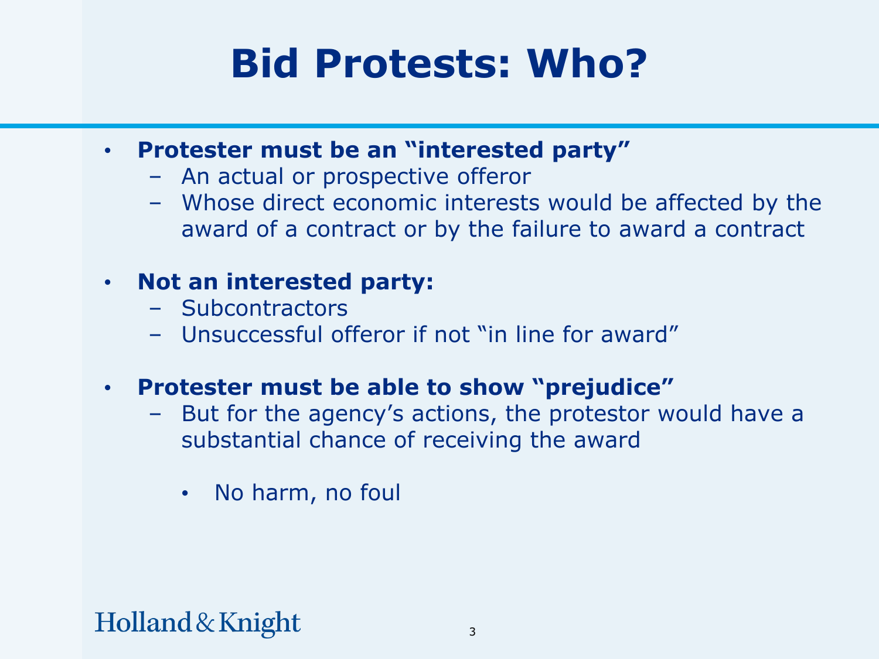# Bid Protests: Who?

- **Protester must be an "interested party"**
  - An actual or prospective offeror
  - Whose direct economic interests would be affected by the award of a contract or by the failure to award a contract

- **Not an interested party:**
  - Subcontractors
  - Unsuccessful offeror if not "in line for award"

- **Protester must be able to show "prejudice"**
  - But for the agency's actions, the protestor would have a substantial chance of receiving the award
    - No harm, no foul

Holland & Knight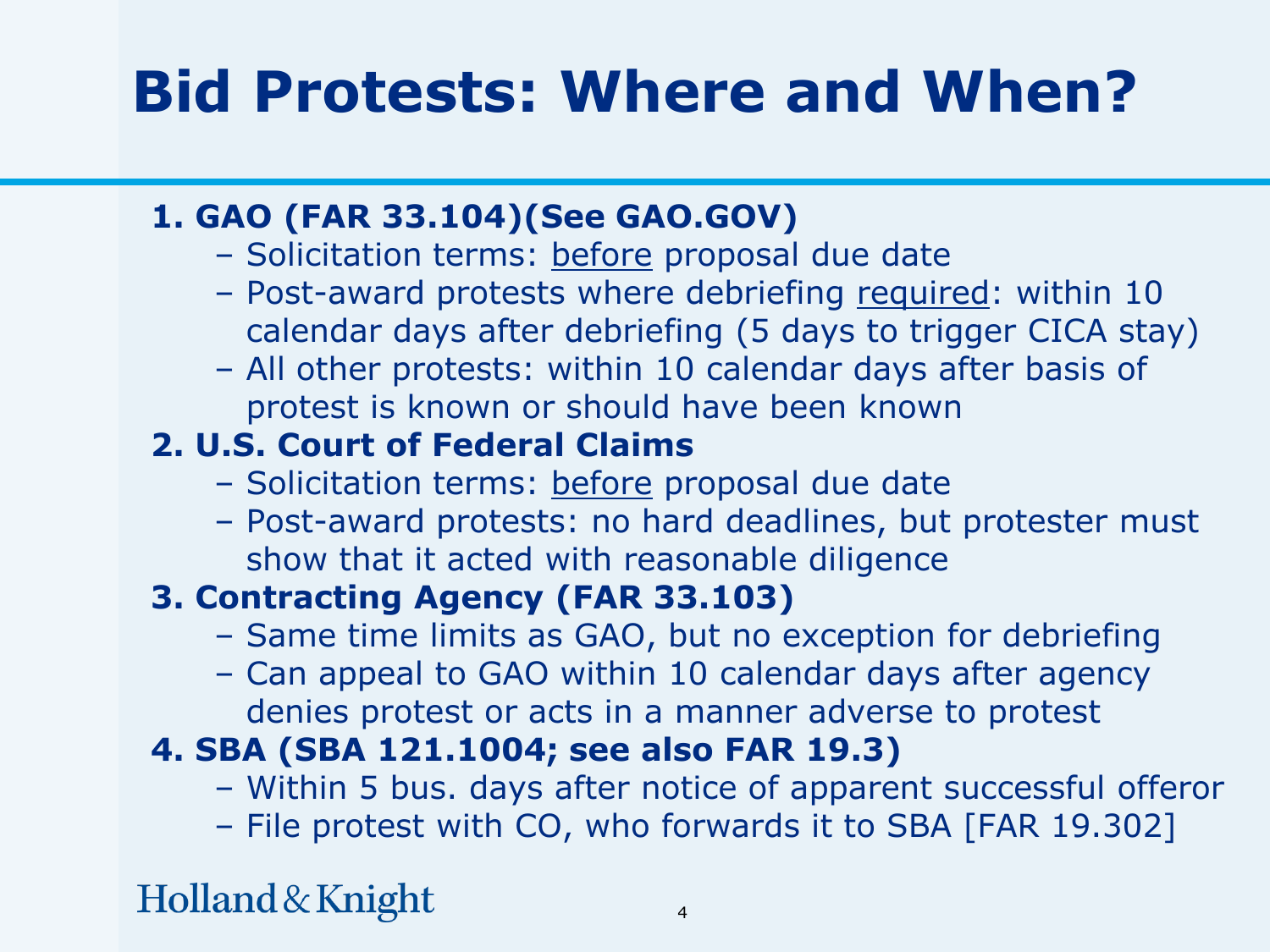# Bid Protests: Where and When?

1. **GAO (FAR 33.104)(See GAO.GOV)**
   - Solicitation terms: <u>before</u> proposal due date
   - Post-award protests where debriefing <u>required</u>: within 10 calendar days after debriefing (5 days to trigger CICA stay)
   - All other protests: within 10 calendar days after basis of protest is known or should have been known
2. **U.S. Court of Federal Claims**
   - Solicitation terms: <u>before</u> proposal due date
   - Post-award protests: no hard deadlines, but protester must show that it acted with reasonable diligence
3. **Contracting Agency (FAR 33.103)**
   - Same time limits as GAO, but no exception for debriefing
   - Can appeal to GAO within 10 calendar days after agency denies protest or acts in a manner adverse to protest
4. **SBA (SBA 121.1004; see also FAR 19.3)**
   - Within 5 bus. days after notice of apparent successful offeror
   - File protest with CO, who forwards it to SBA [FAR 19.302]

Holland & Knight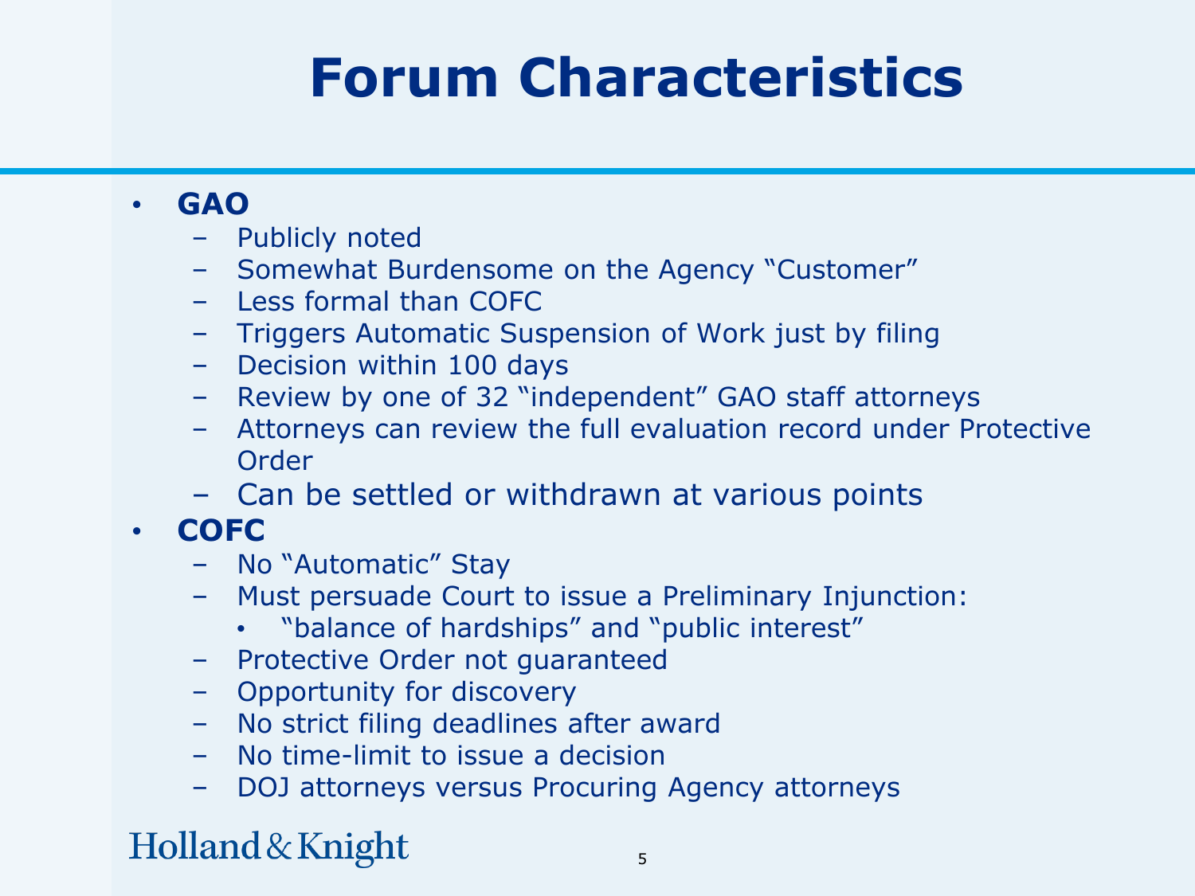# Forum Characteristics

- **GAO**
  - Publicly noted
  - Somewhat Burdensome on the Agency "Customer"
  - Less formal than COFC
  - Triggers Automatic Suspension of Work just by filing
  - Decision within 100 days
  - Review by one of 32 "independent" GAO staff attorneys
  - Attorneys can review the full evaluation record under Protective Order
  - Can be settled or withdrawn at various points
- **COFC**
  - No "Automatic" Stay
  - Must persuade Court to issue a Preliminary Injunction:
    - "balance of hardships" and "public interest"
  - Protective Order not guaranteed
  - Opportunity for discovery
  - No strict filing deadlines after award
  - No time-limit to issue a decision
  - DOJ attorneys versus Procuring Agency attorneys

Holland & Knight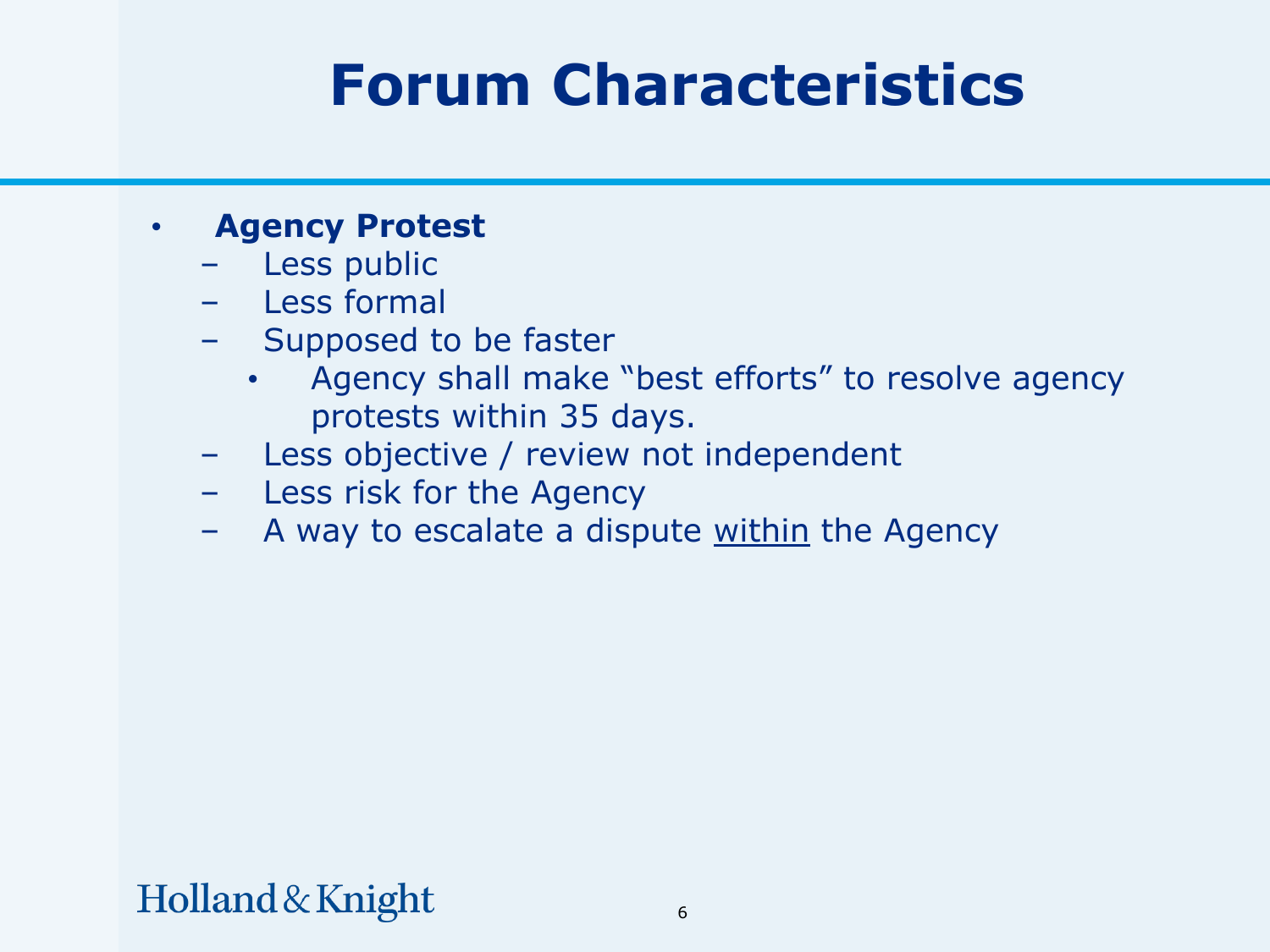# Forum Characteristics

- **Agency Protest**
  - Less public
  - Less formal
  - Supposed to be faster
    - Agency shall make "best efforts" to resolve agency protests within 35 days.
  - Less objective / review not independent
  - Less risk for the Agency
  - A way to escalate a dispute <u>within</u> the Agency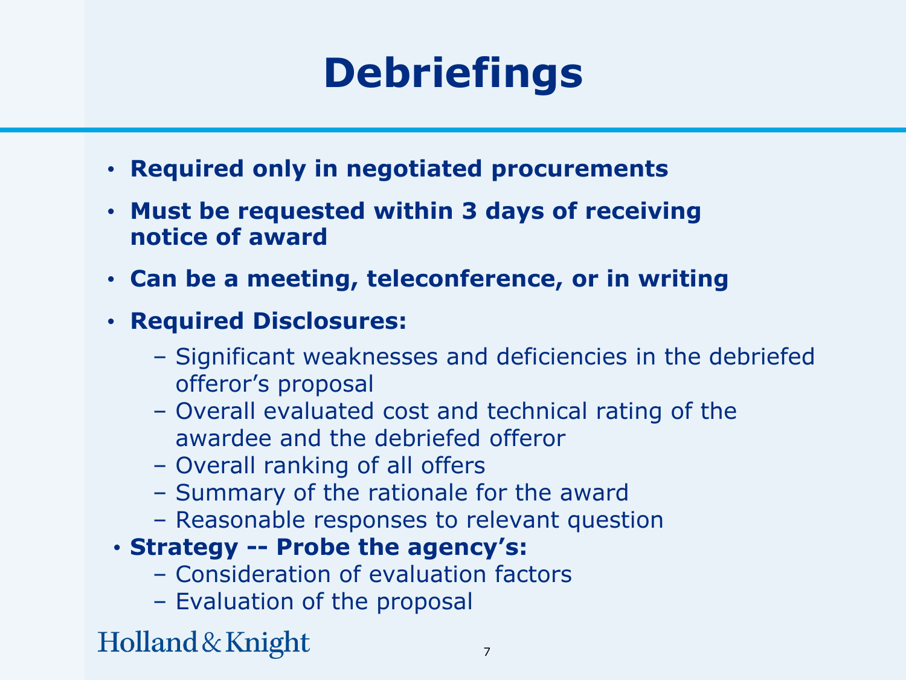# Debriefings

- **Required only in negotiated procurements**
- **Must be requested within 3 days of receiving notice of award**
- **Can be a meeting, teleconference, or in writing**
- **Required Disclosures:**
  - Significant weaknesses and deficiencies in the debriefed offeror's proposal
  - Overall evaluated cost and technical rating of the awardee and the debriefed offeror
  - Overall ranking of all offers
  - Summary of the rationale for the award
  - Reasonable responses to relevant question
- **Strategy -- Probe the agency's:**
  - Consideration of evaluation factors
  - Evaluation of the proposal

Holland & Knight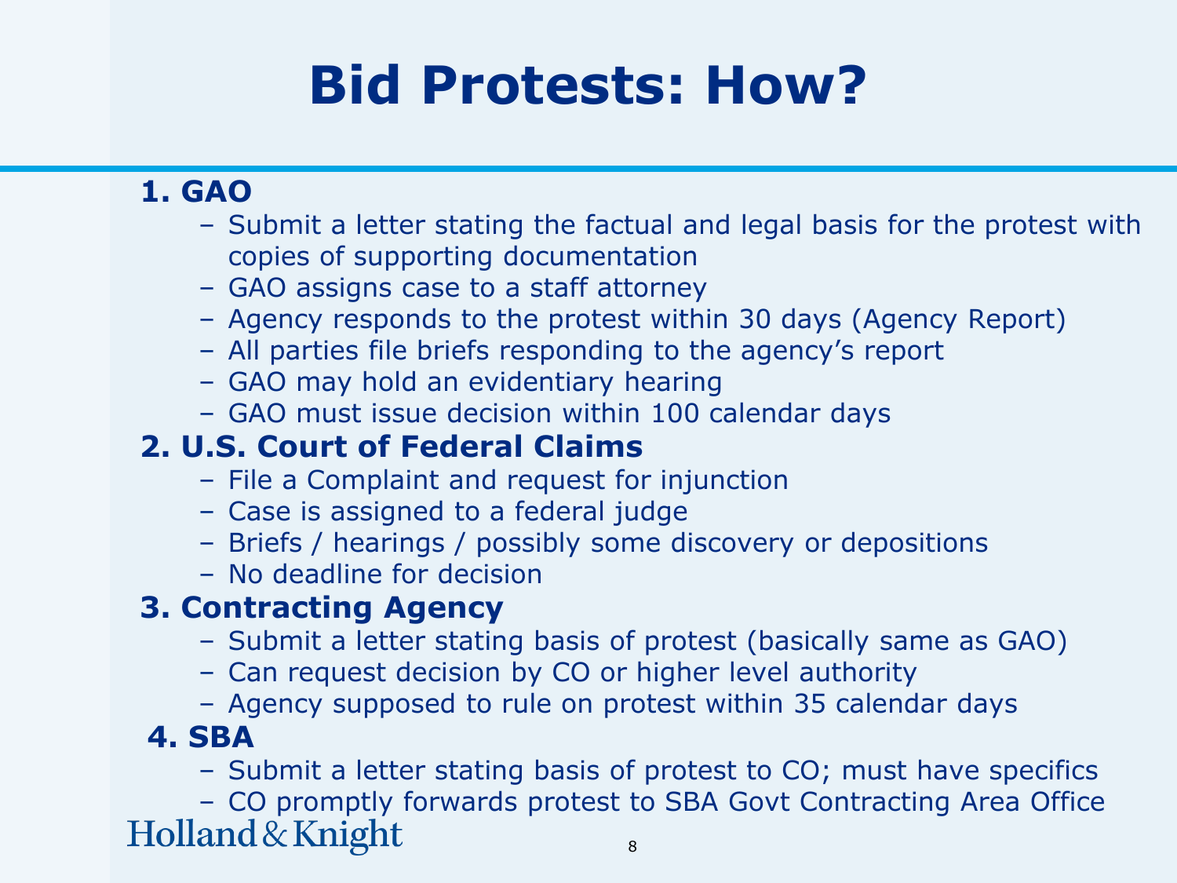# Bid Protests: How?

**1. GAO**

- Submit a letter stating the factual and legal basis for the protest with copies of supporting documentation
- GAO assigns case to a staff attorney
- Agency responds to the protest within 30 days (Agency Report)
- All parties file briefs responding to the agency's report
- GAO may hold an evidentiary hearing
- GAO must issue decision within 100 calendar days

**2. U.S. Court of Federal Claims**

- File a Complaint and request for injunction
- Case is assigned to a federal judge
- Briefs / hearings / possibly some discovery or depositions
- No deadline for decision

**3. Contracting Agency**

- Submit a letter stating basis of protest (basically same as GAO)
- Can request decision by CO or higher level authority
- Agency supposed to rule on protest within 35 calendar days

**4. SBA**

- Submit a letter stating basis of protest to CO; must have specifics
- CO promptly forwards protest to SBA Govt Contracting Area Office

Holland & Knight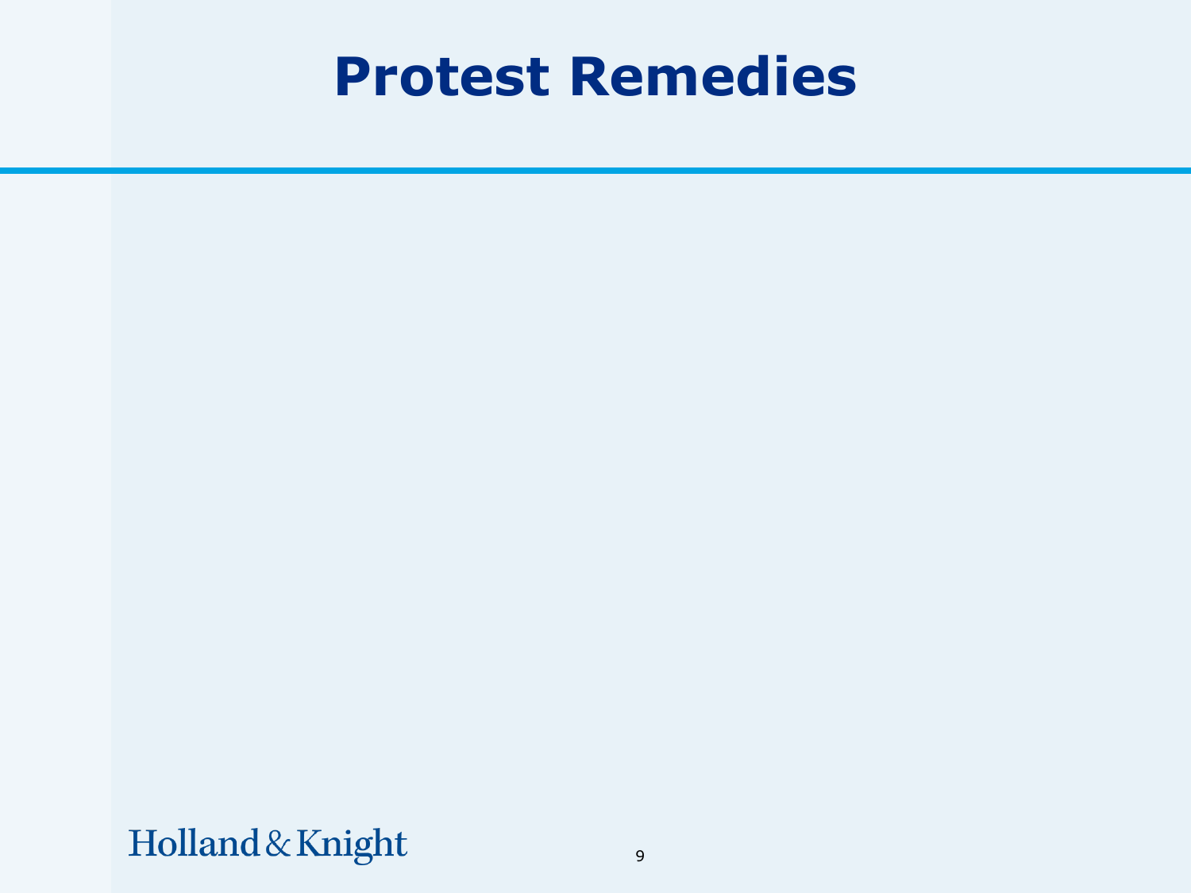# Protest Remedies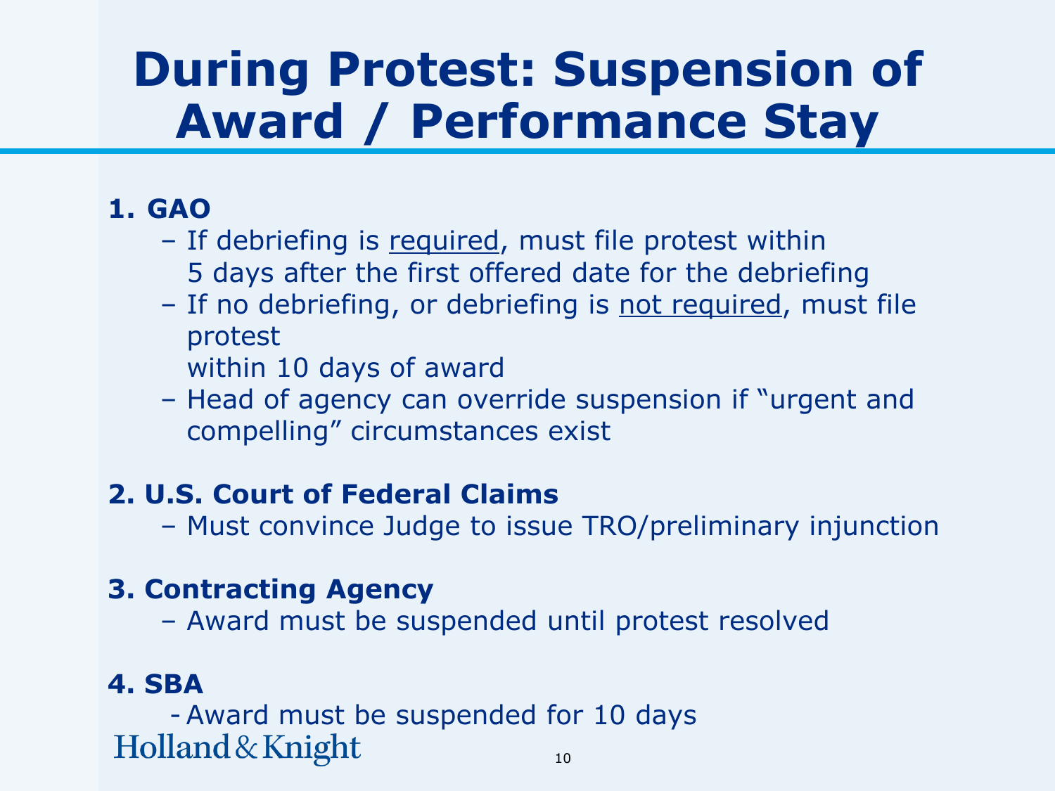# During Protest: Suspension of Award / Performance Stay

**1. GAO**

- If debriefing is <u>required</u>, must file protest within 5 days after the first offered date for the debriefing
- If no debriefing, or debriefing is <u>not required</u>, must file protest within 10 days of award
- Head of agency can override suspension if "urgent and compelling" circumstances exist

**2. U.S. Court of Federal Claims**

- Must convince Judge to issue TRO/preliminary injunction

**3. Contracting Agency**

- Award must be suspended until protest resolved

**4. SBA**

- Award must be suspended for 10 days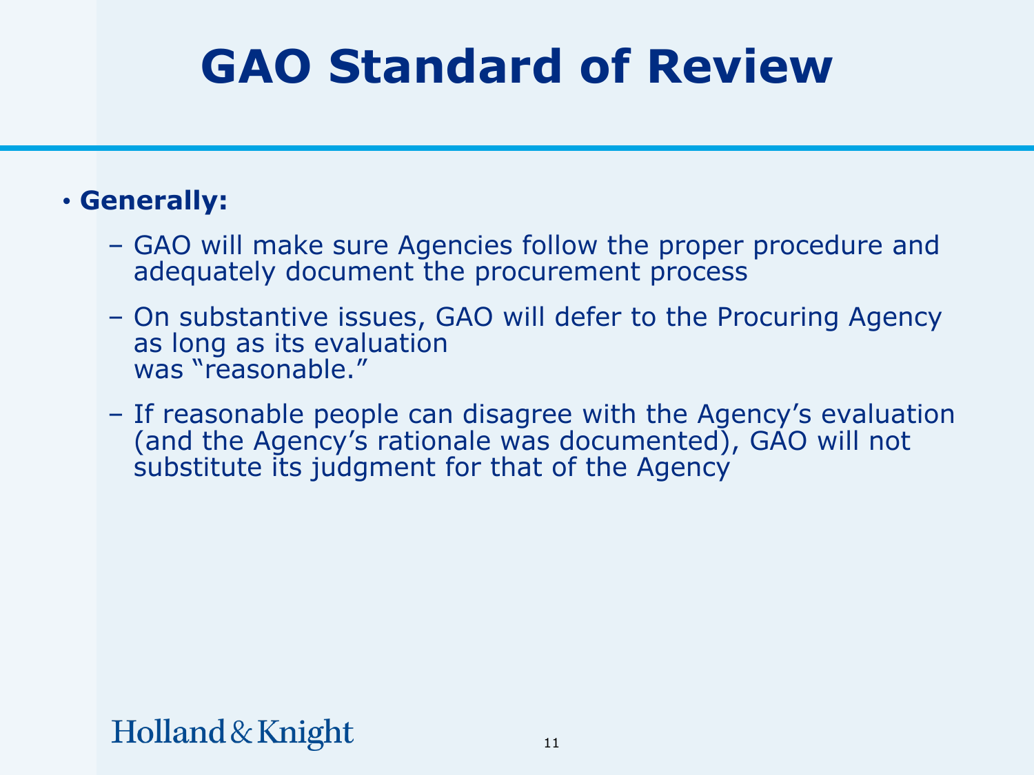# GAO Standard of Review

- **Generally:**
  - GAO will make sure Agencies follow the proper procedure and adequately document the procurement process
  - On substantive issues, GAO will defer to the Procuring Agency as long as its evaluation was "reasonable."
  - If reasonable people can disagree with the Agency's evaluation (and the Agency's rationale was documented), GAO will not substitute its judgment for that of the Agency

Holland & Knight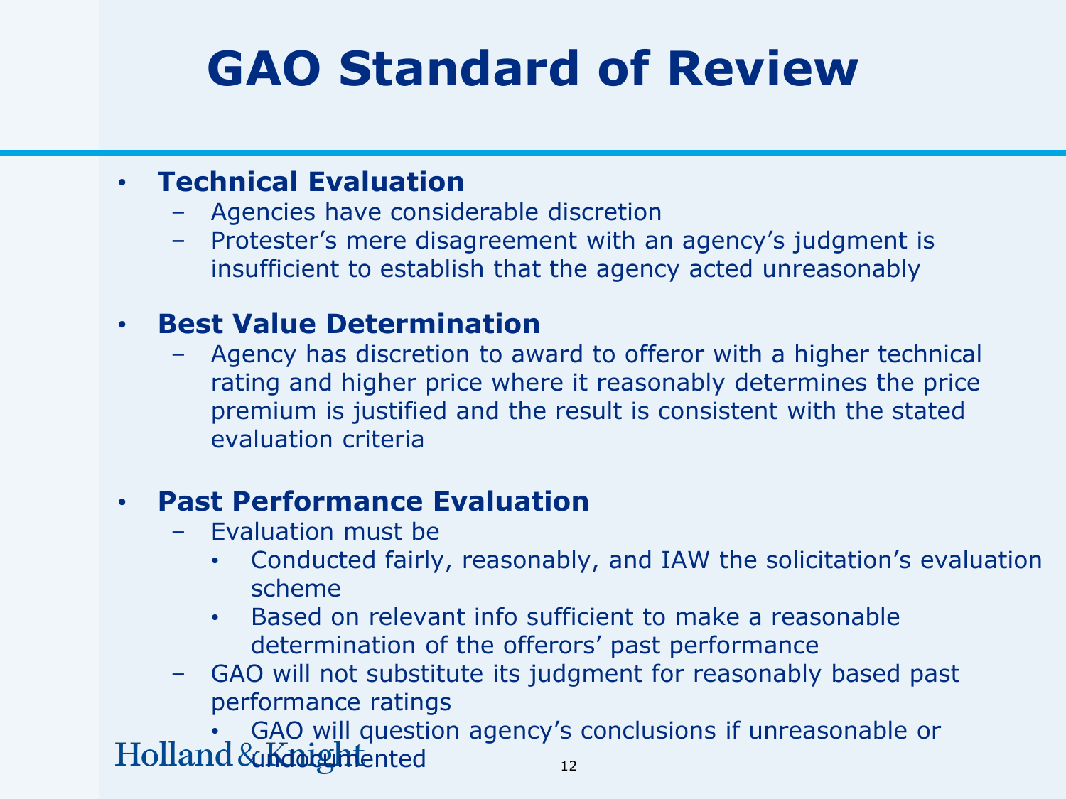# GAO Standard of Review

- **Technical Evaluation**
  - Agencies have considerable discretion
  - Protester's mere disagreement with an agency's judgment is insufficient to establish that the agency acted unreasonably
- **Best Value Determination**
  - Agency has discretion to award to offeror with a higher technical rating and higher price where it reasonably determines the price premium is justified and the result is consistent with the stated evaluation criteria
- **Past Performance Evaluation**
  - Evaluation must be
    - Conducted fairly, reasonably, and IAW the solicitation's evaluation scheme
    - Based on relevant info sufficient to make a reasonable determination of the offerors' past performance
  - GAO will not substitute its judgment for reasonably based past performance ratings
    - GAO will question agency's conclusions if unreasonable or undocumented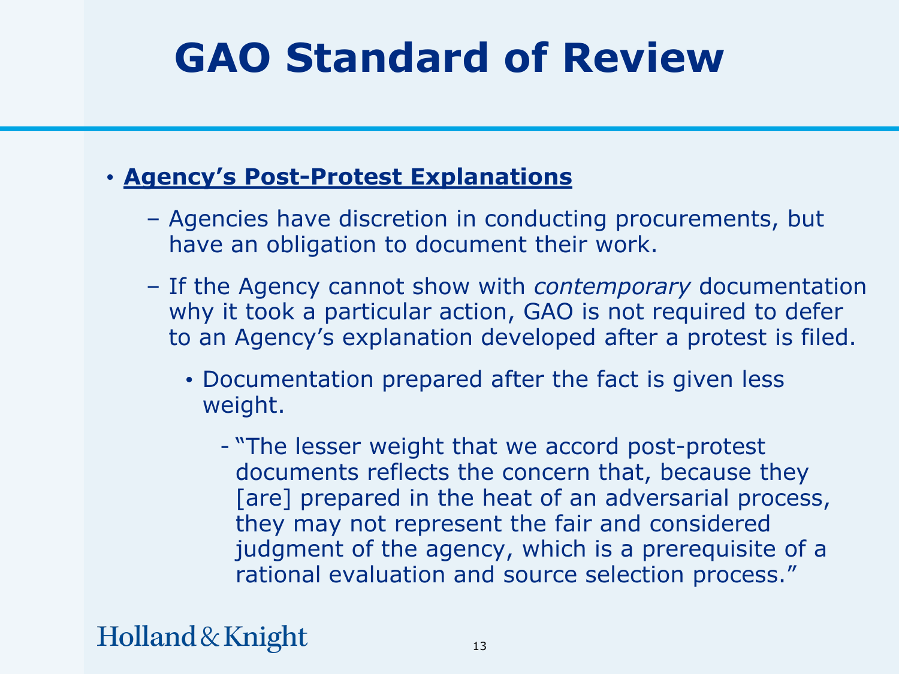# GAO Standard of Review

- **Agency's Post-Protest Explanations**
  - Agencies have discretion in conducting procurements, but have an obligation to document their work.
  - If the Agency cannot show with *contemporary* documentation why it took a particular action, GAO is not required to defer to an Agency's explanation developed after a protest is filed.
    - Documentation prepared after the fact is given less weight.
      - "The lesser weight that we accord post-protest documents reflects the concern that, because they [are] prepared in the heat of an adversarial process, they may not represent the fair and considered judgment of the agency, which is a prerequisite of a rational evaluation and source selection process."

Holland & Knight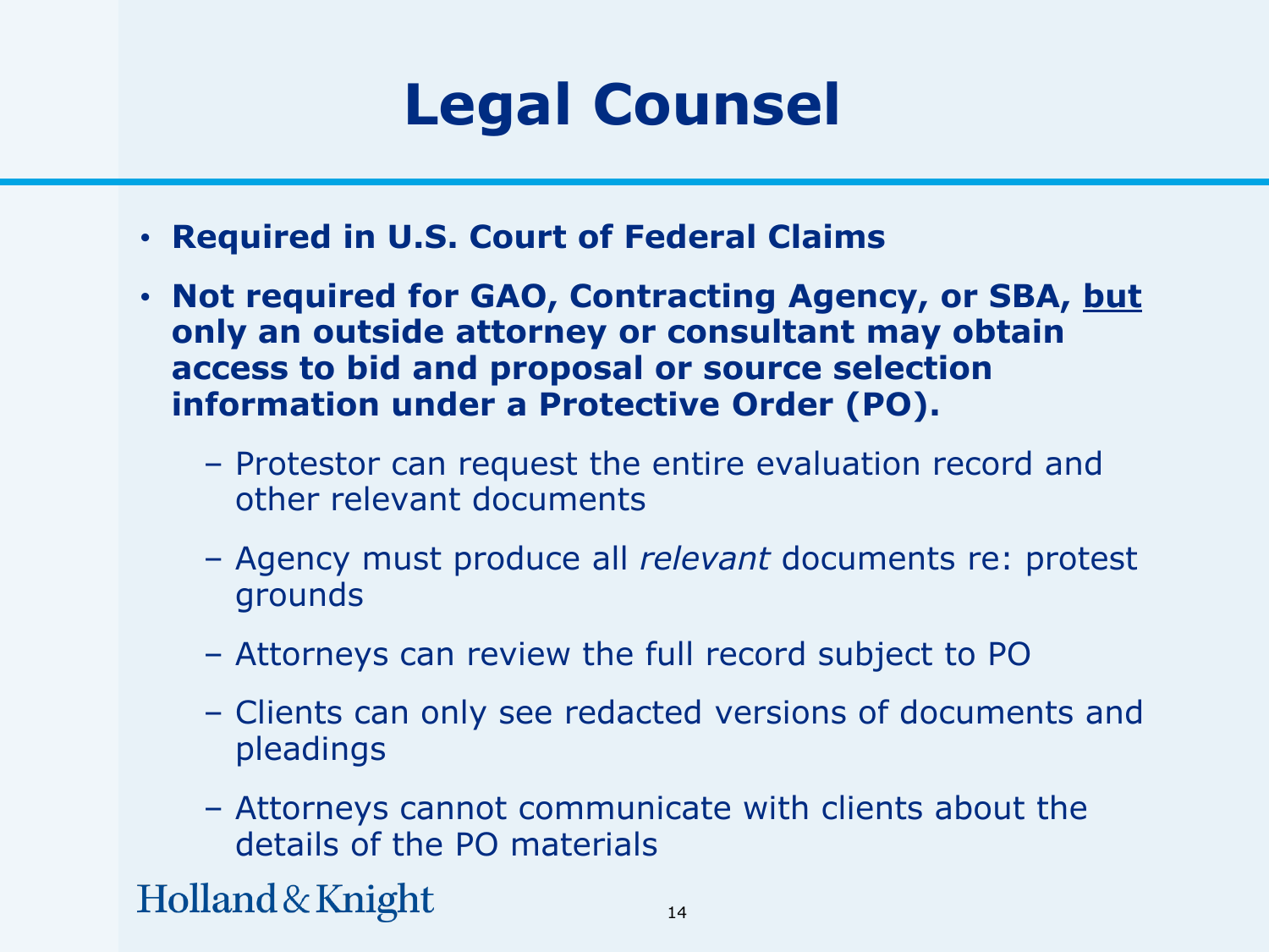# Legal Counsel

- **Required in U.S. Court of Federal Claims**
- **Not required for GAO, Contracting Agency, or SBA, <u>but</u> only an outside attorney or consultant may obtain access to bid and proposal or source selection information under a Protective Order (PO).**
  - Protestor can request the entire evaluation record and other relevant documents
  - Agency must produce all *relevant* documents re: protest grounds
  - Attorneys can review the full record subject to PO
  - Clients can only see redacted versions of documents and pleadings
  - Attorneys cannot communicate with clients about the details of the PO materials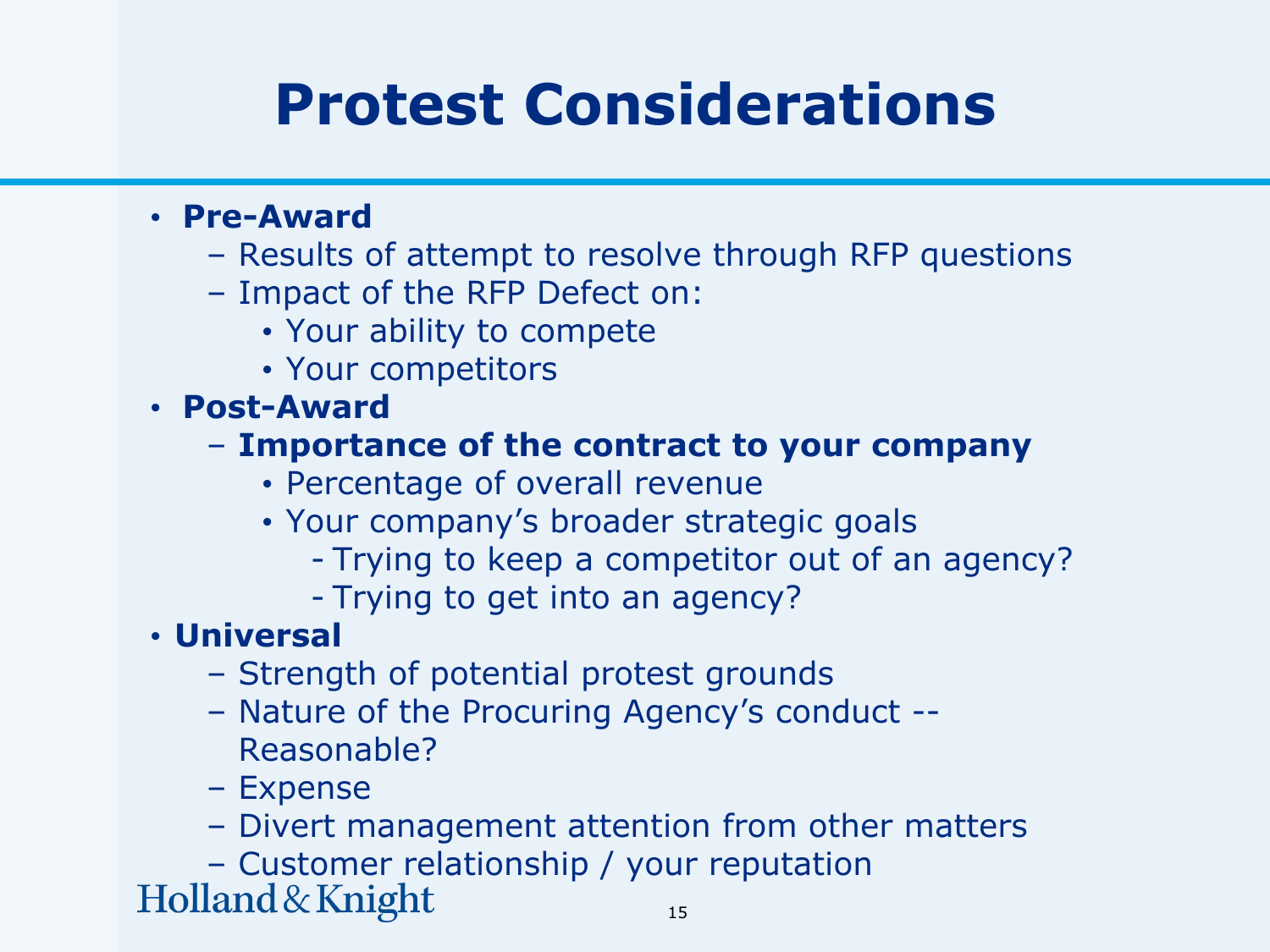# Protest Considerations

- **Pre-Award**
  - Results of attempt to resolve through RFP questions
  - Impact of the RFP Defect on:
    - Your ability to compete
    - Your competitors
- **Post-Award**
  - **Importance of the contract to your company**
    - Percentage of overall revenue
    - Your company's broader strategic goals
      - Trying to keep a competitor out of an agency?
      - Trying to get into an agency?
- **Universal**
  - Strength of potential protest grounds
  - Nature of the Procuring Agency's conduct -- Reasonable?
  - Expense
  - Divert management attention from other matters
  - Customer relationship / your reputation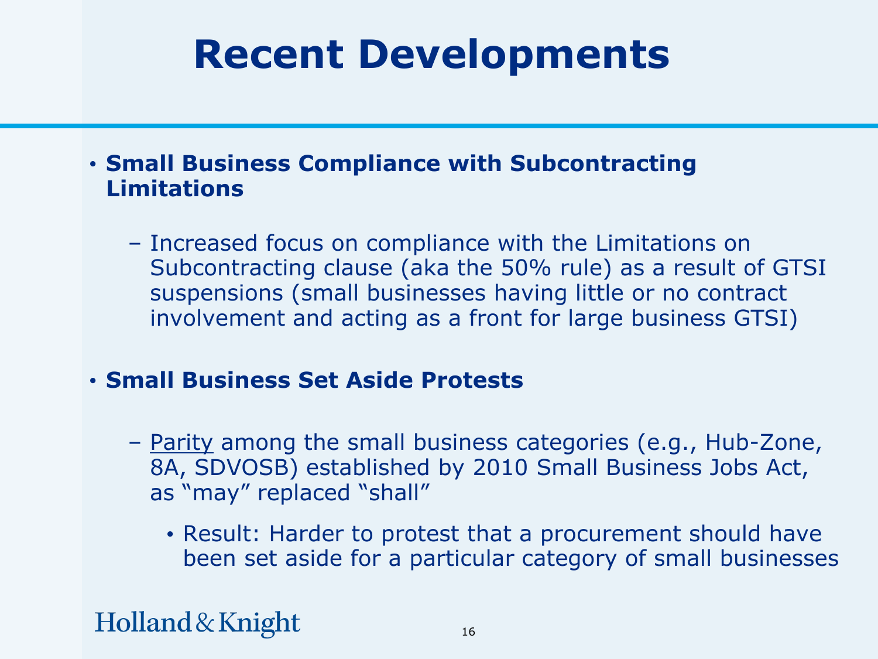# Recent Developments

- **Small Business Compliance with Subcontracting Limitations**
  - Increased focus on compliance with the Limitations on Subcontracting clause (aka the 50% rule) as a result of GTSI suspensions (small businesses having little or no contract involvement and acting as a front for large business GTSI)

- **Small Business Set Aside Protests**
  - Parity among the small business categories (e.g., Hub-Zone, 8A, SDVOSB) established by 2010 Small Business Jobs Act, as "may" replaced "shall"
    - Result: Harder to protest that a procurement should have been set aside for a particular category of small businesses

Holland & Knight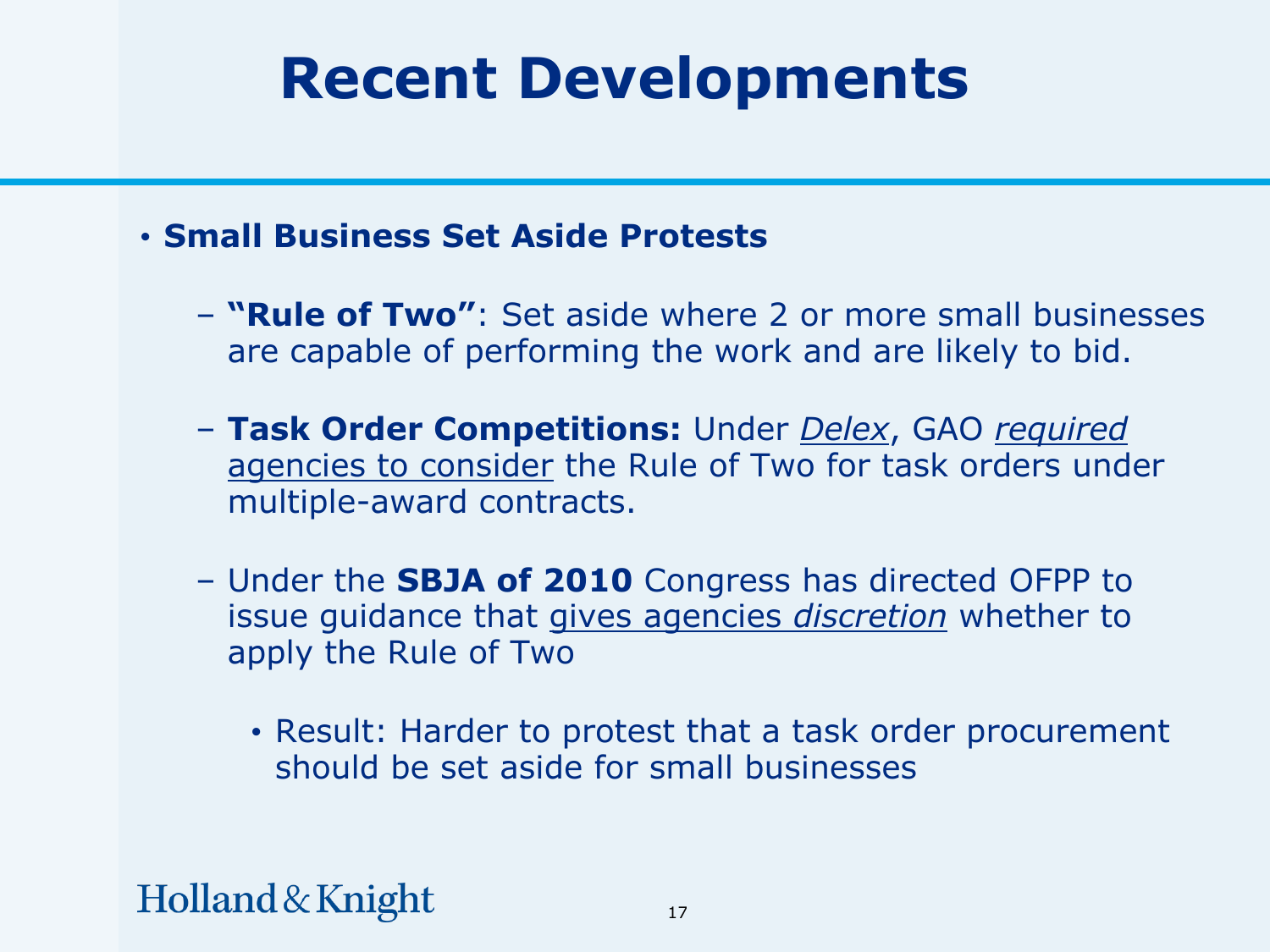# Recent Developments

- **Small Business Set Aside Protests**
  - **"Rule of Two"**: Set aside where 2 or more small businesses are capable of performing the work and are likely to bid.
  - **Task Order Competitions:** Under *Delex*, GAO *required* agencies to consider the Rule of Two for task orders under multiple-award contracts.
  - Under the **SBJA of 2010** Congress has directed OFPP to issue guidance that gives agencies *discretion* whether to apply the Rule of Two
    - Result: Harder to protest that a task order procurement should be set aside for small businesses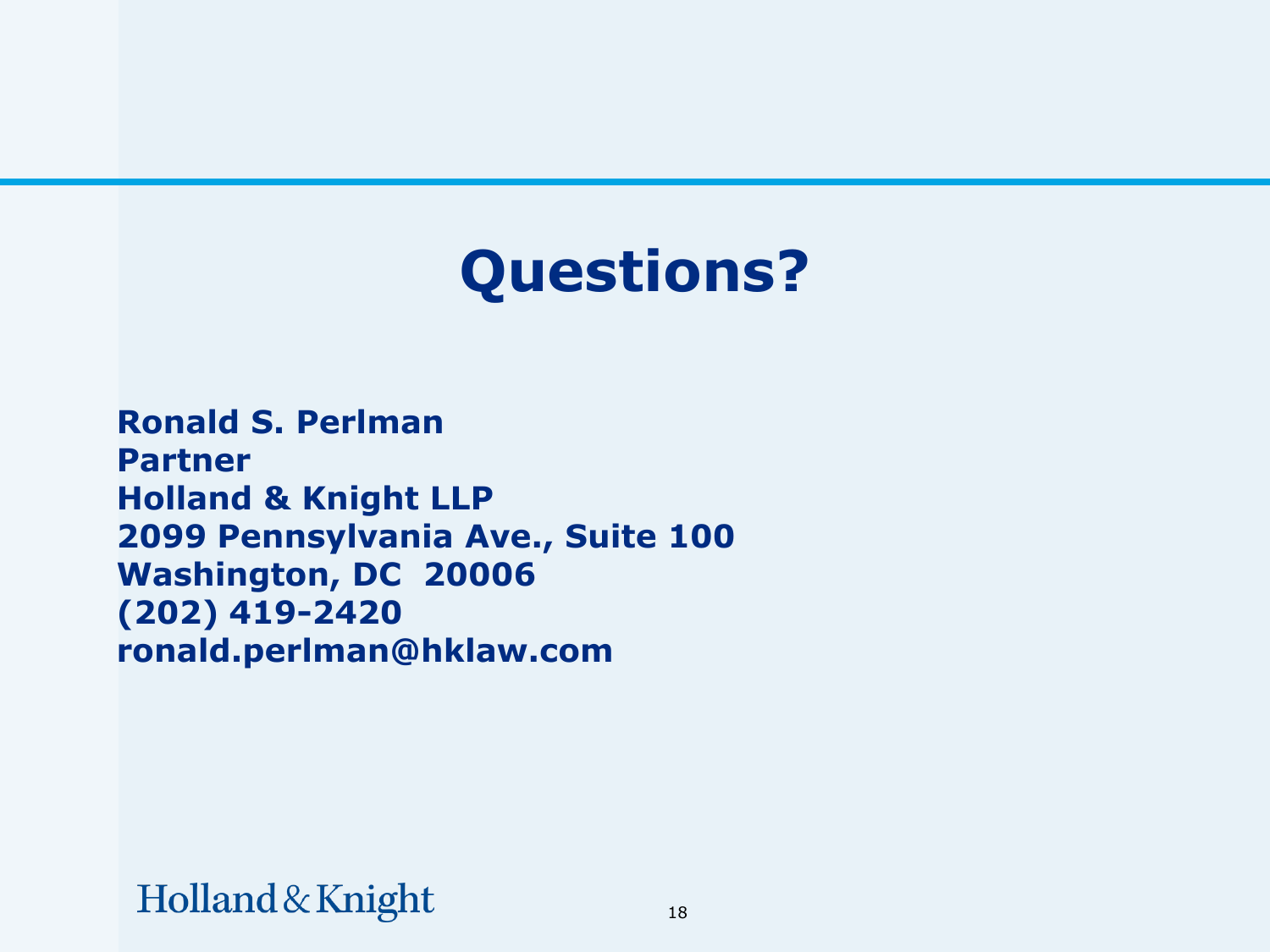# Questions?

**Ronald S. Perlman**
**Partner**
**Holland & Knight LLP**
**2099 Pennsylvania Ave., Suite 100**
**Washington, DC  20006**
**(202) 419-2420**
**ronald.perlman@hklaw.com**

Holland & Knight